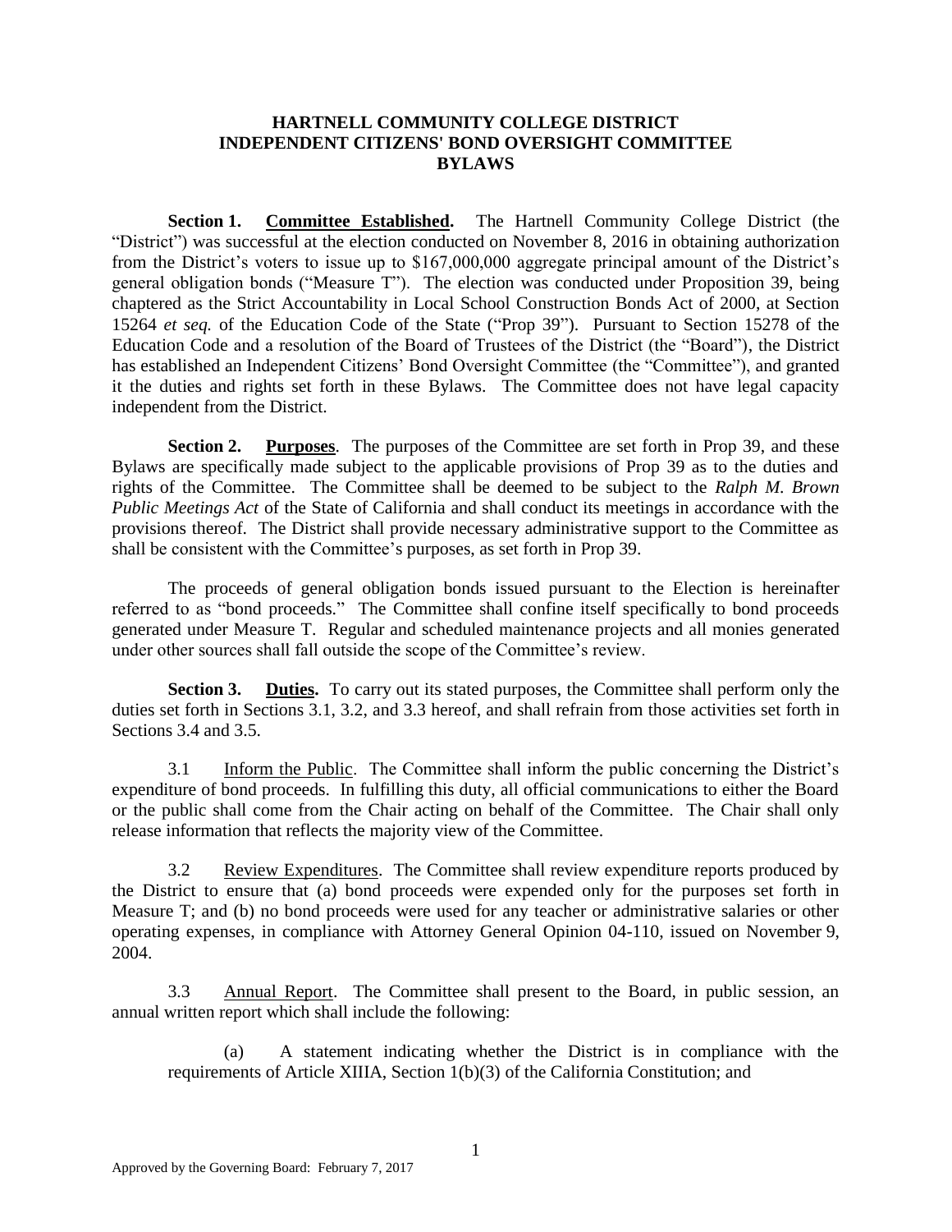# HARTNELL COMMUNITY COLLEGE DISTRICT INDEPENDENT CITIZENS' BOND OVERSIGHT COMMITTEE BYLAWS

**Section 1. Committee Established.** The Hartnell Community College District (the "District") was successful at the election conducted on November 8, 2016 in obtaining authorization from the District's voters to issue up to $167,000,000 aggregate principal amount of the District's general obligation bonds ("Measure T"). The election was conducted under Proposition 39, being chaptered as the Strict Accountability in Local School Construction Bonds Act of 2000, at Section 15264 *et seq.* of the Education Code of the State ("Prop 39"). Pursuant to Section 15278 of the Education Code and a resolution of the Board of Trustees of the District (the "Board"), the District has established an Independent Citizens' Bond Oversight Committee (the "Committee"), and granted it the duties and rights set forth in these Bylaws. The Committee does not have legal capacity independent from the District.

**Section 2. Purposes**. The purposes of the Committee are set forth in Prop 39, and these Bylaws are specifically made subject to the applicable provisions of Prop 39 as to the duties and rights of the Committee. The Committee shall be deemed to be subject to the *Ralph M. Brown Public Meetings Act* of the State of California and shall conduct its meetings in accordance with the provisions thereof. The District shall provide necessary administrative support to the Committee as shall be consistent with the Committee's purposes, as set forth in Prop 39.

The proceeds of general obligation bonds issued pursuant to the Election is hereinafter referred to as "bond proceeds." The Committee shall confine itself specifically to bond proceeds generated under Measure T. Regular and scheduled maintenance projects and all monies generated under other sources shall fall outside the scope of the Committee's review.

**Section 3. Duties.** To carry out its stated purposes, the Committee shall perform only the duties set forth in Sections 3.1, 3.2, and 3.3 hereof, and shall refrain from those activities set forth in Sections 3.4 and 3.5.

3.1 Inform the Public. The Committee shall inform the public concerning the District's expenditure of bond proceeds. In fulfilling this duty, all official communications to either the Board or the public shall come from the Chair acting on behalf of the Committee. The Chair shall only release information that reflects the majority view of the Committee.

3.2 Review Expenditures. The Committee shall review expenditure reports produced by the District to ensure that (a) bond proceeds were expended only for the purposes set forth in Measure T; and (b) no bond proceeds were used for any teacher or administrative salaries or other operating expenses, in compliance with Attorney General Opinion 04-110, issued on November 9, 2004.

3.3 Annual Report. The Committee shall present to the Board, in public session, an annual written report which shall include the following:

(a) A statement indicating whether the District is in compliance with the requirements of Article XIIIA, Section 1(b)(3) of the California Constitution; and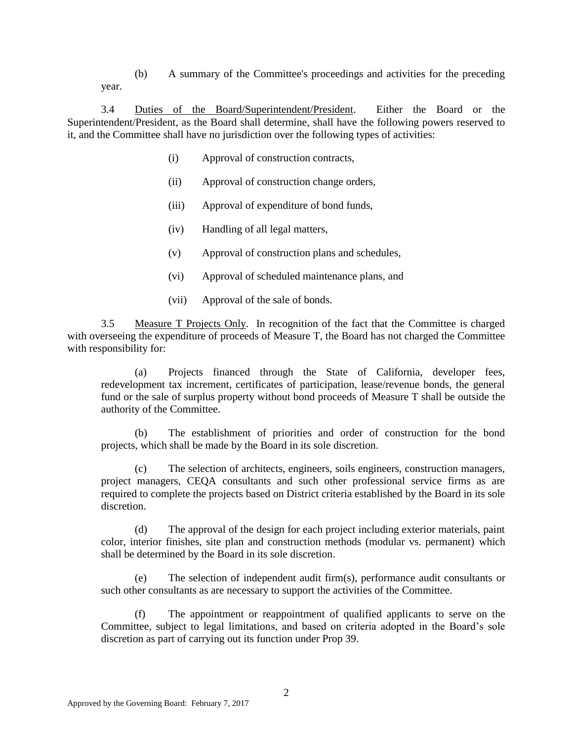(b) A summary of the Committee's proceedings and activities for the preceding year.

3.4 Duties of the Board/Superintendent/President. Either the Board or the Superintendent/President, as the Board shall determine, shall have the following powers reserved to it, and the Committee shall have no jurisdiction over the following types of activities:

(i) Approval of construction contracts,

(ii) Approval of construction change orders,

(iii) Approval of expenditure of bond funds,

(iv) Handling of all legal matters,

(v) Approval of construction plans and schedules,

(vi) Approval of scheduled maintenance plans, and

(vii) Approval of the sale of bonds.

3.5 Measure T Projects Only. In recognition of the fact that the Committee is charged with overseeing the expenditure of proceeds of Measure T, the Board has not charged the Committee with responsibility for:

(a) Projects financed through the State of California, developer fees, redevelopment tax increment, certificates of participation, lease/revenue bonds, the general fund or the sale of surplus property without bond proceeds of Measure T shall be outside the authority of the Committee.

(b) The establishment of priorities and order of construction for the bond projects, which shall be made by the Board in its sole discretion.

(c) The selection of architects, engineers, soils engineers, construction managers, project managers, CEQA consultants and such other professional service firms as are required to complete the projects based on District criteria established by the Board in its sole discretion.

(d) The approval of the design for each project including exterior materials, paint color, interior finishes, site plan and construction methods (modular vs. permanent) which shall be determined by the Board in its sole discretion.

(e) The selection of independent audit firm(s), performance audit consultants or such other consultants as are necessary to support the activities of the Committee.

(f) The appointment or reappointment of qualified applicants to serve on the Committee, subject to legal limitations, and based on criteria adopted in the Board's sole discretion as part of carrying out its function under Prop 39.

Approved by the Governing Board: February 7, 2017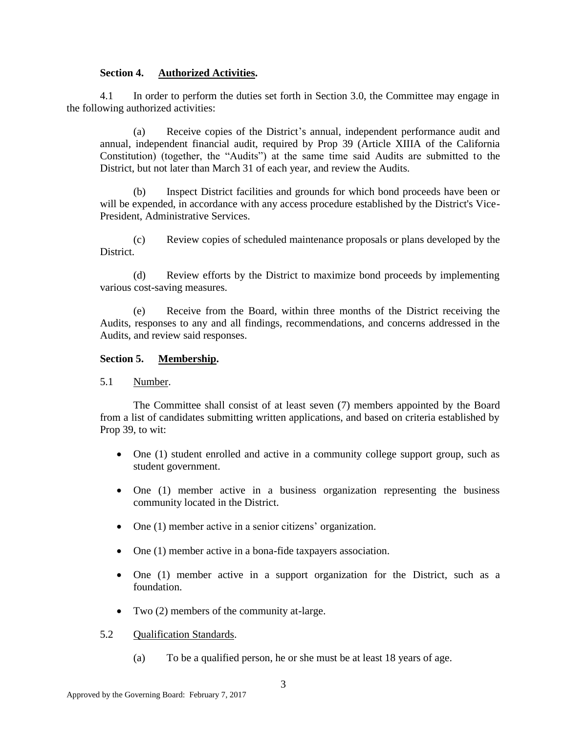**Section 4. Authorized Activities.**

4.1 In order to perform the duties set forth in Section 3.0, the Committee may engage in the following authorized activities:

(a) Receive copies of the District's annual, independent performance audit and annual, independent financial audit, required by Prop 39 (Article XIIIA of the California Constitution) (together, the "Audits") at the same time said Audits are submitted to the District, but not later than March 31 of each year, and review the Audits.

(b) Inspect District facilities and grounds for which bond proceeds have been or will be expended, in accordance with any access procedure established by the District's Vice-President, Administrative Services.

(c) Review copies of scheduled maintenance proposals or plans developed by the District.

(d) Review efforts by the District to maximize bond proceeds by implementing various cost-saving measures.

(e) Receive from the Board, within three months of the District receiving the Audits, responses to any and all findings, recommendations, and concerns addressed in the Audits, and review said responses.

**Section 5. Membership.**

5.1 Number.

The Committee shall consist of at least seven (7) members appointed by the Board from a list of candidates submitting written applications, and based on criteria established by Prop 39, to wit:

- One (1) student enrolled and active in a community college support group, such as student government.
- One (1) member active in a business organization representing the business community located in the District.
- One (1) member active in a senior citizens' organization.
- One (1) member active in a bona-fide taxpayers association.
- One (1) member active in a support organization for the District, such as a foundation.
- Two (2) members of the community at-large.

5.2 Qualification Standards.

(a) To be a qualified person, he or she must be at least 18 years of age.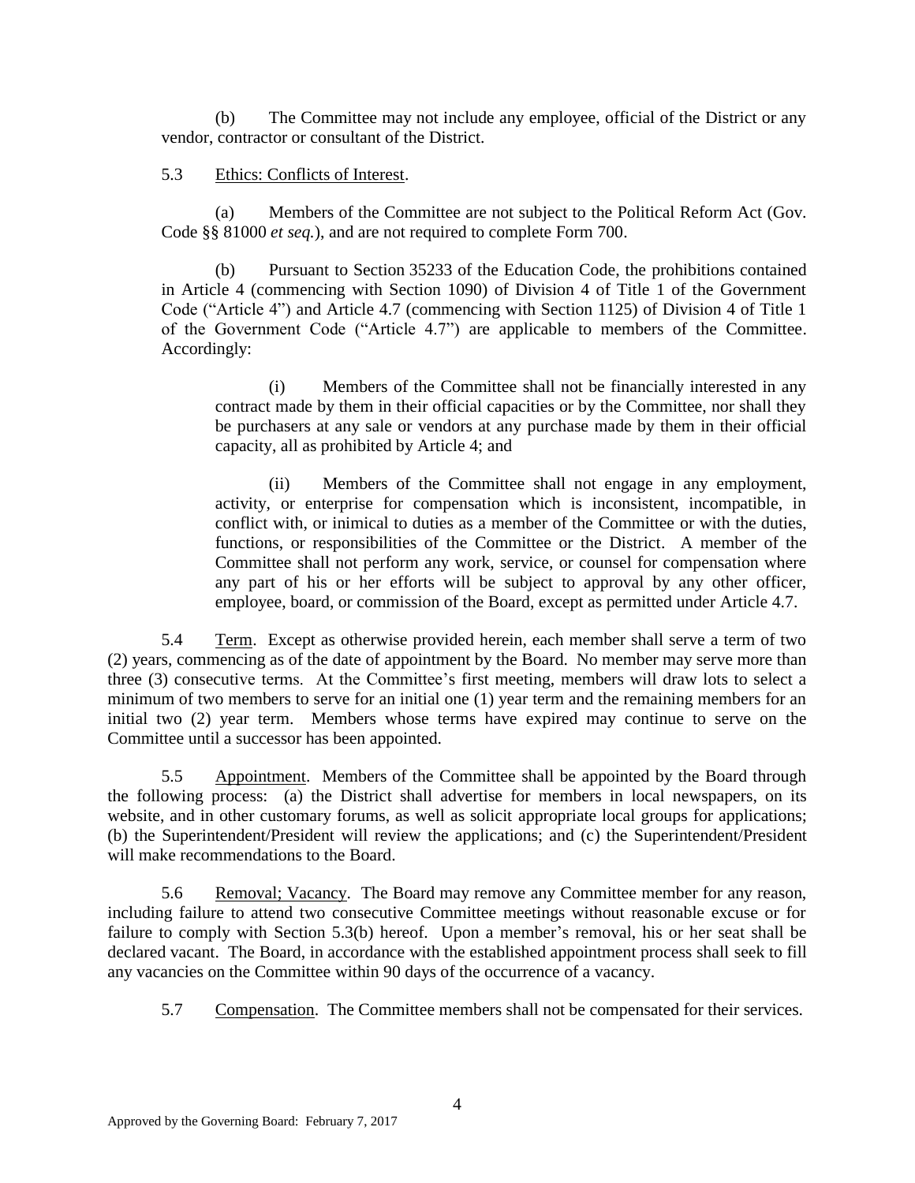(b) The Committee may not include any employee, official of the District or any vendor, contractor or consultant of the District.

5.3 Ethics: Conflicts of Interest.

(a) Members of the Committee are not subject to the Political Reform Act (Gov. Code §§ 81000 *et seq.*), and are not required to complete Form 700.

(b) Pursuant to Section 35233 of the Education Code, the prohibitions contained in Article 4 (commencing with Section 1090) of Division 4 of Title 1 of the Government Code ("Article 4") and Article 4.7 (commencing with Section 1125) of Division 4 of Title 1 of the Government Code ("Article 4.7") are applicable to members of the Committee. Accordingly:

> (i) Members of the Committee shall not be financially interested in any contract made by them in their official capacities or by the Committee, nor shall they be purchasers at any sale or vendors at any purchase made by them in their official capacity, all as prohibited by Article 4; and
>
> (ii) Members of the Committee shall not engage in any employment, activity, or enterprise for compensation which is inconsistent, incompatible, in conflict with, or inimical to duties as a member of the Committee or with the duties, functions, or responsibilities of the Committee or the District. A member of the Committee shall not perform any work, service, or counsel for compensation where any part of his or her efforts will be subject to approval by any other officer, employee, board, or commission of the Board, except as permitted under Article 4.7.

5.4 Term. Except as otherwise provided herein, each member shall serve a term of two (2) years, commencing as of the date of appointment by the Board. No member may serve more than three (3) consecutive terms. At the Committee's first meeting, members will draw lots to select a minimum of two members to serve for an initial one (1) year term and the remaining members for an initial two (2) year term. Members whose terms have expired may continue to serve on the Committee until a successor has been appointed.

5.5 Appointment. Members of the Committee shall be appointed by the Board through the following process: (a) the District shall advertise for members in local newspapers, on its website, and in other customary forums, as well as solicit appropriate local groups for applications; (b) the Superintendent/President will review the applications; and (c) the Superintendent/President will make recommendations to the Board.

5.6 Removal; Vacancy. The Board may remove any Committee member for any reason, including failure to attend two consecutive Committee meetings without reasonable excuse or for failure to comply with Section 5.3(b) hereof. Upon a member's removal, his or her seat shall be declared vacant. The Board, in accordance with the established appointment process shall seek to fill any vacancies on the Committee within 90 days of the occurrence of a vacancy.

5.7 Compensation. The Committee members shall not be compensated for their services.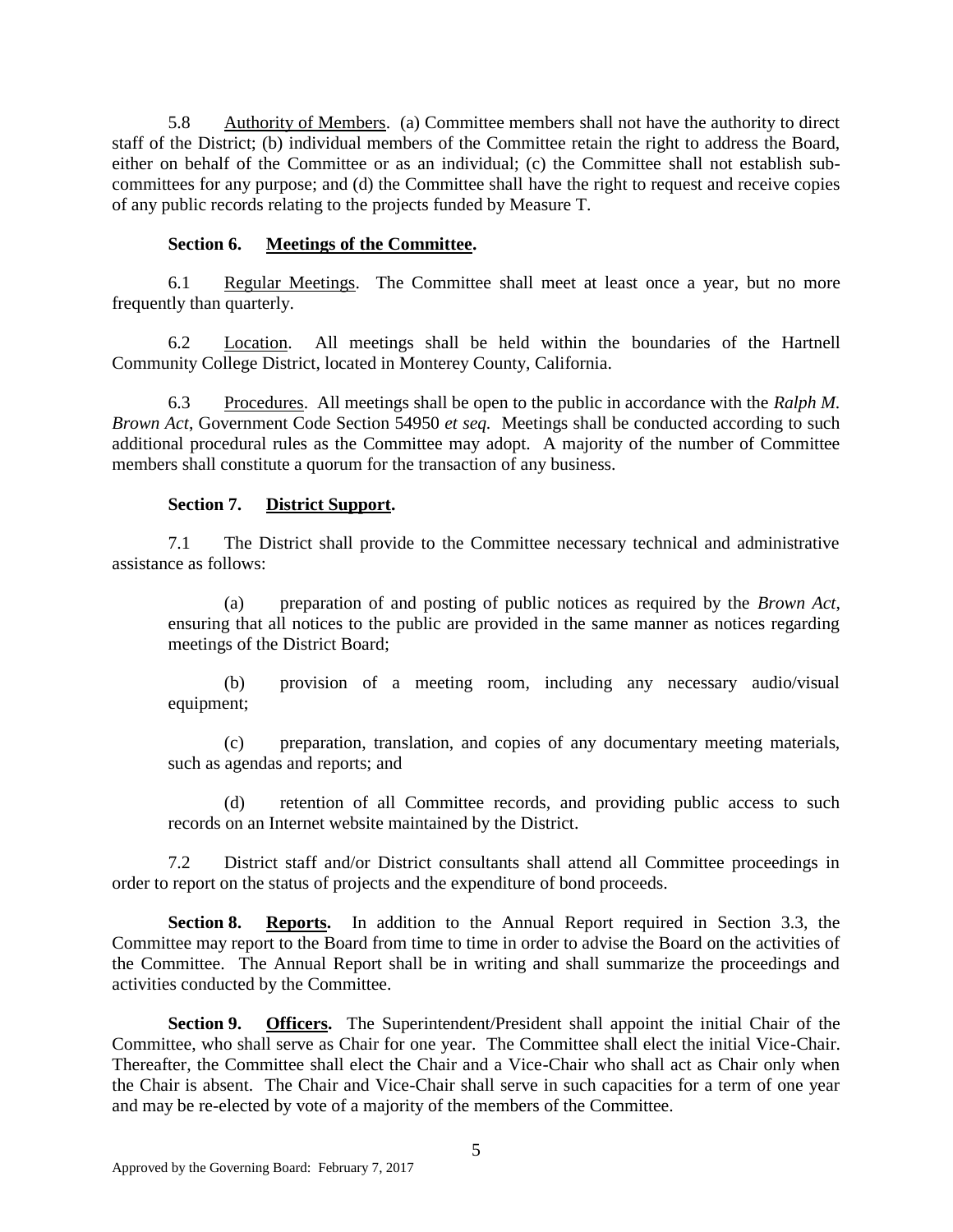5.8 Authority of Members. (a) Committee members shall not have the authority to direct staff of the District; (b) individual members of the Committee retain the right to address the Board, either on behalf of the Committee or as an individual; (c) the Committee shall not establish sub-committees for any purpose; and (d) the Committee shall have the right to request and receive copies of any public records relating to the projects funded by Measure T.

**Section 6. Meetings of the Committee.**

6.1 Regular Meetings. The Committee shall meet at least once a year, but no more frequently than quarterly.

6.2 Location. All meetings shall be held within the boundaries of the Hartnell Community College District, located in Monterey County, California.

6.3 Procedures. All meetings shall be open to the public in accordance with the *Ralph M. Brown Act*, Government Code Section 54950 *et seq.* Meetings shall be conducted according to such additional procedural rules as the Committee may adopt. A majority of the number of Committee members shall constitute a quorum for the transaction of any business.

**Section 7. District Support.**

7.1 The District shall provide to the Committee necessary technical and administrative assistance as follows:

(a) preparation of and posting of public notices as required by the *Brown Act*, ensuring that all notices to the public are provided in the same manner as notices regarding meetings of the District Board;

(b) provision of a meeting room, including any necessary audio/visual equipment;

(c) preparation, translation, and copies of any documentary meeting materials, such as agendas and reports; and

(d) retention of all Committee records, and providing public access to such records on an Internet website maintained by the District.

7.2 District staff and/or District consultants shall attend all Committee proceedings in order to report on the status of projects and the expenditure of bond proceeds.

**Section 8. Reports.** In addition to the Annual Report required in Section 3.3, the Committee may report to the Board from time to time in order to advise the Board on the activities of the Committee. The Annual Report shall be in writing and shall summarize the proceedings and activities conducted by the Committee.

**Section 9. Officers.** The Superintendent/President shall appoint the initial Chair of the Committee, who shall serve as Chair for one year. The Committee shall elect the initial Vice-Chair. Thereafter, the Committee shall elect the Chair and a Vice-Chair who shall act as Chair only when the Chair is absent. The Chair and Vice-Chair shall serve in such capacities for a term of one year and may be re-elected by vote of a majority of the members of the Committee.

Approved by the Governing Board: February 7, 2017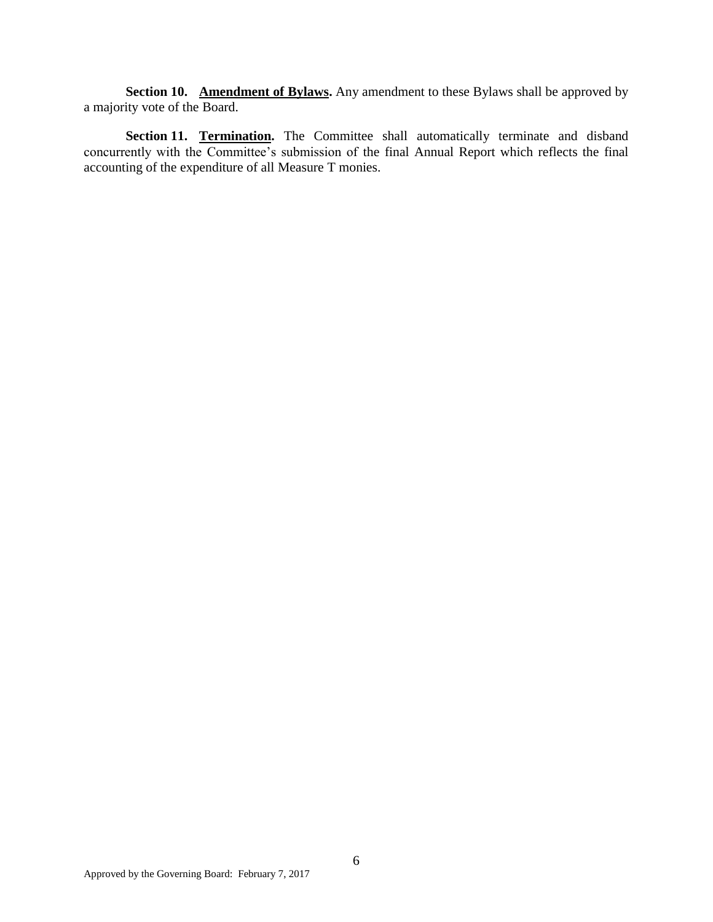**Section 10. <u>Amendment of Bylaws</u>.** Any amendment to these Bylaws shall be approved by a majority vote of the Board.

**Section 11. <u>Termination</u>.** The Committee shall automatically terminate and disband concurrently with the Committee's submission of the final Annual Report which reflects the final accounting of the expenditure of all Measure T monies.